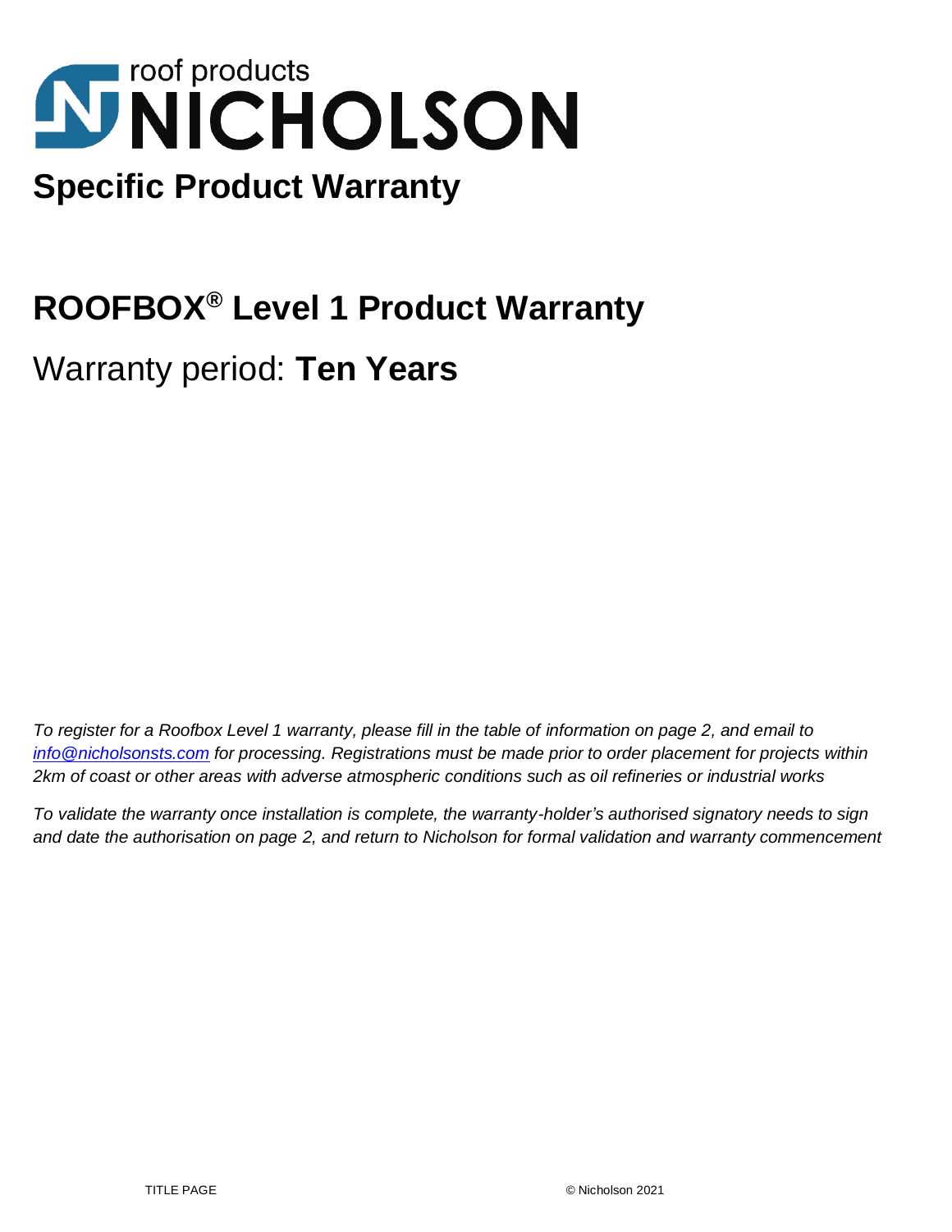roof products

# NICHOLSON

## Specific Product Warranty

# ROOFBOX® Level 1 Product Warranty

Warranty period: **Ten Years**

*To register for a Roofbox Level 1 warranty, please fill in the table of information on page 2, and email to [info@nicholsonsts.com](mailto:info@nicholsonsts.com) for processing. Registrations must be made prior to order placement for projects within 2km of coast or other areas with adverse atmospheric conditions such as oil refineries or industrial works*

*To validate the warranty once installation is complete, the warranty-holder's authorised signatory needs to sign and date the authorisation on page 2, and return to Nicholson for formal validation and warranty commencement*

TITLE PAGE © Nicholson 2021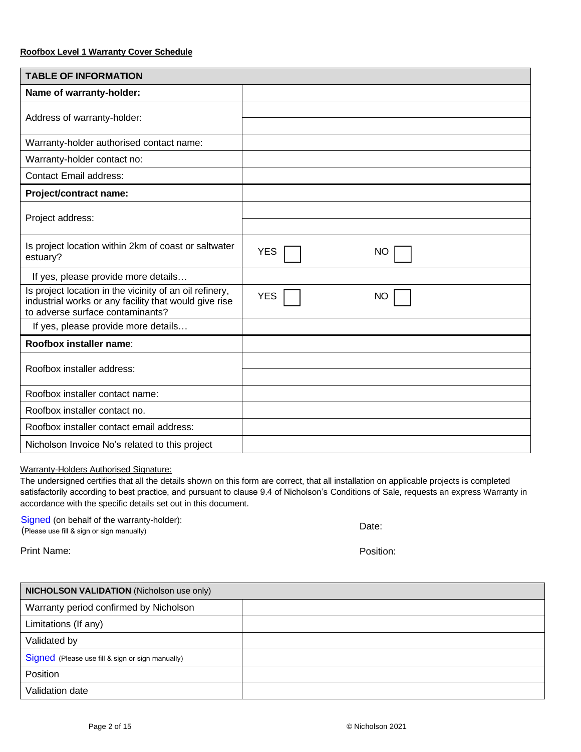**Roofbox Level 1 Warranty Cover Schedule**

| TABLE OF INFORMATION | | |
|---|---|---|
| **Name of warranty-holder:** | | |
| Address of warranty-holder: | | |
| | | |
| Warranty-holder authorised contact name: | | |
| Warranty-holder contact no: | | |
| Contact Email address: | | |
| **Project/contract name:** | | |
| Project address: | | |
| | | |
| Is project location within 2km of coast or saltwater estuary? | YES ☐ | NO ☐ |
| If yes, please provide more details… | | |
| Is project location in the vicinity of an oil refinery, industrial works or any facility that would give rise to adverse surface contaminants? | YES ☐ | NO ☐ |
| If yes, please provide more details… | | |
| **Roofbox installer name**: | | |
| Roofbox installer address: | | |
| | | |
| Roofbox installer contact name: | | |
| Roofbox installer contact no. | | |
| Roofbox installer contact email address: | | |
| Nicholson Invoice No's related to this project | | |

Warranty-Holders Authorised Signature:

The undersigned certifies that all the details shown on this form are correct, that all installation on applicable projects is completed satisfactorily according to best practice, and pursuant to clause 9.4 of Nicholson's Conditions of Sale, requests an express Warranty in accordance with the specific details set out in this document.

Signed (on behalf of the warranty-holder):
(Please use fill & sign or sign manually)

Date:

Print Name:

Position:

| **NICHOLSON VALIDATION** (Nicholson use only) | |
|---|---|
| Warranty period confirmed by Nicholson | |
| Limitations (If any) | |
| Validated by | |
| Signed (Please use fill & sign or sign manually) | |
| Position | |
| Validation date | |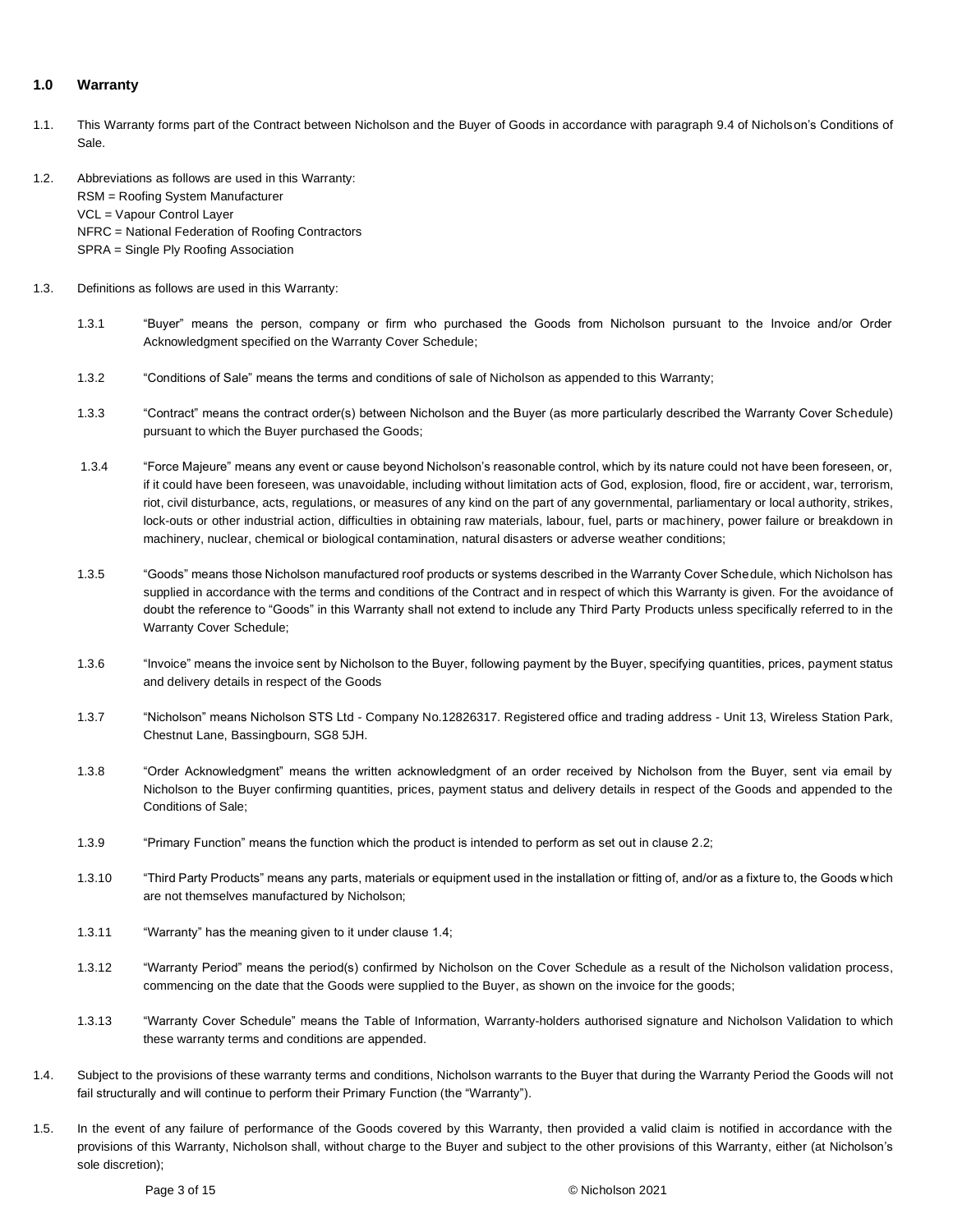## 1.0 Warranty

1.1. This Warranty forms part of the Contract between Nicholson and the Buyer of Goods in accordance with paragraph 9.4 of Nicholson's Conditions of Sale.

1.2. Abbreviations as follows are used in this Warranty:
RSM = Roofing System Manufacturer
VCL = Vapour Control Layer
NFRC = National Federation of Roofing Contractors
SPRA = Single Ply Roofing Association

1.3. Definitions as follows are used in this Warranty:

1.3.1 "Buyer" means the person, company or firm who purchased the Goods from Nicholson pursuant to the Invoice and/or Order Acknowledgment specified on the Warranty Cover Schedule;

1.3.2 "Conditions of Sale" means the terms and conditions of sale of Nicholson as appended to this Warranty;

1.3.3 "Contract" means the contract order(s) between Nicholson and the Buyer (as more particularly described the Warranty Cover Schedule) pursuant to which the Buyer purchased the Goods;

1.3.4 "Force Majeure" means any event or cause beyond Nicholson's reasonable control, which by its nature could not have been foreseen, or, if it could have been foreseen, was unavoidable, including without limitation acts of God, explosion, flood, fire or accident, war, terrorism, riot, civil disturbance, acts, regulations, or measures of any kind on the part of any governmental, parliamentary or local authority, strikes, lock-outs or other industrial action, difficulties in obtaining raw materials, labour, fuel, parts or machinery, power failure or breakdown in machinery, nuclear, chemical or biological contamination, natural disasters or adverse weather conditions;

1.3.5 "Goods" means those Nicholson manufactured roof products or systems described in the Warranty Cover Schedule, which Nicholson has supplied in accordance with the terms and conditions of the Contract and in respect of which this Warranty is given. For the avoidance of doubt the reference to "Goods" in this Warranty shall not extend to include any Third Party Products unless specifically referred to in the Warranty Cover Schedule;

1.3.6 "Invoice" means the invoice sent by Nicholson to the Buyer, following payment by the Buyer, specifying quantities, prices, payment status and delivery details in respect of the Goods

1.3.7 "Nicholson" means Nicholson STS Ltd - Company No.12826317. Registered office and trading address - Unit 13, Wireless Station Park, Chestnut Lane, Bassingbourn, SG8 5JH.

1.3.8 "Order Acknowledgment" means the written acknowledgment of an order received by Nicholson from the Buyer, sent via email by Nicholson to the Buyer confirming quantities, prices, payment status and delivery details in respect of the Goods and appended to the Conditions of Sale;

1.3.9 "Primary Function" means the function which the product is intended to perform as set out in clause 2.2;

1.3.10 "Third Party Products" means any parts, materials or equipment used in the installation or fitting of, and/or as a fixture to, the Goods which are not themselves manufactured by Nicholson;

1.3.11 "Warranty" has the meaning given to it under clause 1.4;

1.3.12 "Warranty Period" means the period(s) confirmed by Nicholson on the Cover Schedule as a result of the Nicholson validation process, commencing on the date that the Goods were supplied to the Buyer, as shown on the invoice for the goods;

1.3.13 "Warranty Cover Schedule" means the Table of Information, Warranty-holders authorised signature and Nicholson Validation to which these warranty terms and conditions are appended.

1.4. Subject to the provisions of these warranty terms and conditions, Nicholson warrants to the Buyer that during the Warranty Period the Goods will not fail structurally and will continue to perform their Primary Function (the "Warranty").

1.5. In the event of any failure of performance of the Goods covered by this Warranty, then provided a valid claim is notified in accordance with the provisions of this Warranty, Nicholson shall, without charge to the Buyer and subject to the other provisions of this Warranty, either (at Nicholson's sole discretion);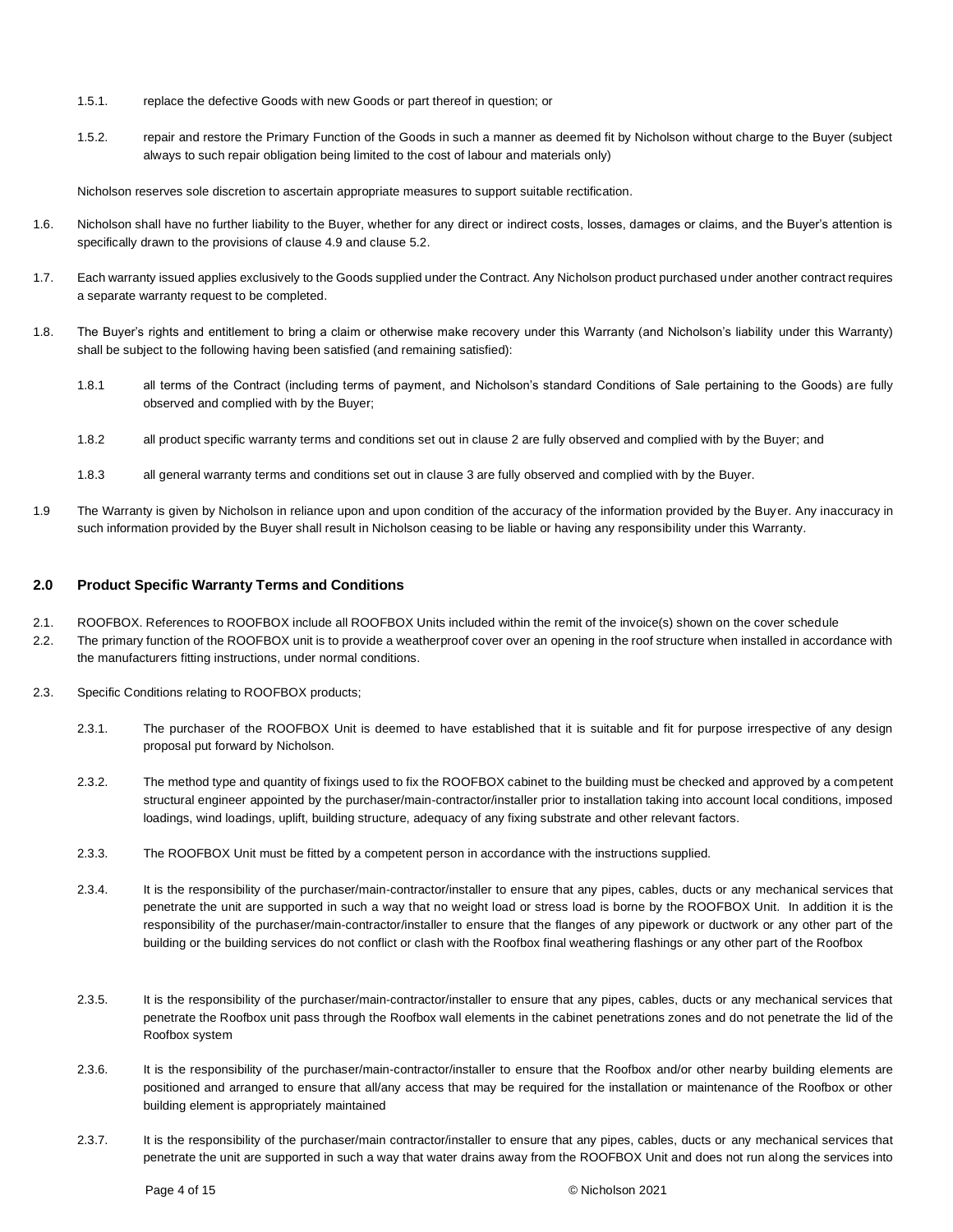1.5.1. replace the defective Goods with new Goods or part thereof in question; or

1.5.2. repair and restore the Primary Function of the Goods in such a manner as deemed fit by Nicholson without charge to the Buyer (subject always to such repair obligation being limited to the cost of labour and materials only)

Nicholson reserves sole discretion to ascertain appropriate measures to support suitable rectification.

1.6. Nicholson shall have no further liability to the Buyer, whether for any direct or indirect costs, losses, damages or claims, and the Buyer's attention is specifically drawn to the provisions of clause 4.9 and clause 5.2.

1.7. Each warranty issued applies exclusively to the Goods supplied under the Contract. Any Nicholson product purchased under another contract requires a separate warranty request to be completed.

1.8. The Buyer's rights and entitlement to bring a claim or otherwise make recovery under this Warranty (and Nicholson's liability under this Warranty) shall be subject to the following having been satisfied (and remaining satisfied):

1.8.1 all terms of the Contract (including terms of payment, and Nicholson's standard Conditions of Sale pertaining to the Goods) are fully observed and complied with by the Buyer;

1.8.2 all product specific warranty terms and conditions set out in clause 2 are fully observed and complied with by the Buyer; and

1.8.3 all general warranty terms and conditions set out in clause 3 are fully observed and complied with by the Buyer.

1.9 The Warranty is given by Nicholson in reliance upon and upon condition of the accuracy of the information provided by the Buyer. Any inaccuracy in such information provided by the Buyer shall result in Nicholson ceasing to be liable or having any responsibility under this Warranty.

## 2.0 Product Specific Warranty Terms and Conditions

2.1. ROOFBOX. References to ROOFBOX include all ROOFBOX Units included within the remit of the invoice(s) shown on the cover schedule

2.2. The primary function of the ROOFBOX unit is to provide a weatherproof cover over an opening in the roof structure when installed in accordance with the manufacturers fitting instructions, under normal conditions.

2.3. Specific Conditions relating to ROOFBOX products;

2.3.1. The purchaser of the ROOFBOX Unit is deemed to have established that it is suitable and fit for purpose irrespective of any design proposal put forward by Nicholson.

2.3.2. The method type and quantity of fixings used to fix the ROOFBOX cabinet to the building must be checked and approved by a competent structural engineer appointed by the purchaser/main-contractor/installer prior to installation taking into account local conditions, imposed loadings, wind loadings, uplift, building structure, adequacy of any fixing substrate and other relevant factors.

2.3.3. The ROOFBOX Unit must be fitted by a competent person in accordance with the instructions supplied.

2.3.4. It is the responsibility of the purchaser/main-contractor/installer to ensure that any pipes, cables, ducts or any mechanical services that penetrate the unit are supported in such a way that no weight load or stress load is borne by the ROOFBOX Unit. In addition it is the responsibility of the purchaser/main-contractor/installer to ensure that the flanges of any pipework or ductwork or any other part of the building or the building services do not conflict or clash with the Roofbox final weathering flashings or any other part of the Roofbox

2.3.5. It is the responsibility of the purchaser/main-contractor/installer to ensure that any pipes, cables, ducts or any mechanical services that penetrate the Roofbox unit pass through the Roofbox wall elements in the cabinet penetrations zones and do not penetrate the lid of the Roofbox system

2.3.6. It is the responsibility of the purchaser/main-contractor/installer to ensure that the Roofbox and/or other nearby building elements are positioned and arranged to ensure that all/any access that may be required for the installation or maintenance of the Roofbox or other building element is appropriately maintained

2.3.7. It is the responsibility of the purchaser/main contractor/installer to ensure that any pipes, cables, ducts or any mechanical services that penetrate the unit are supported in such a way that water drains away from the ROOFBOX Unit and does not run along the services into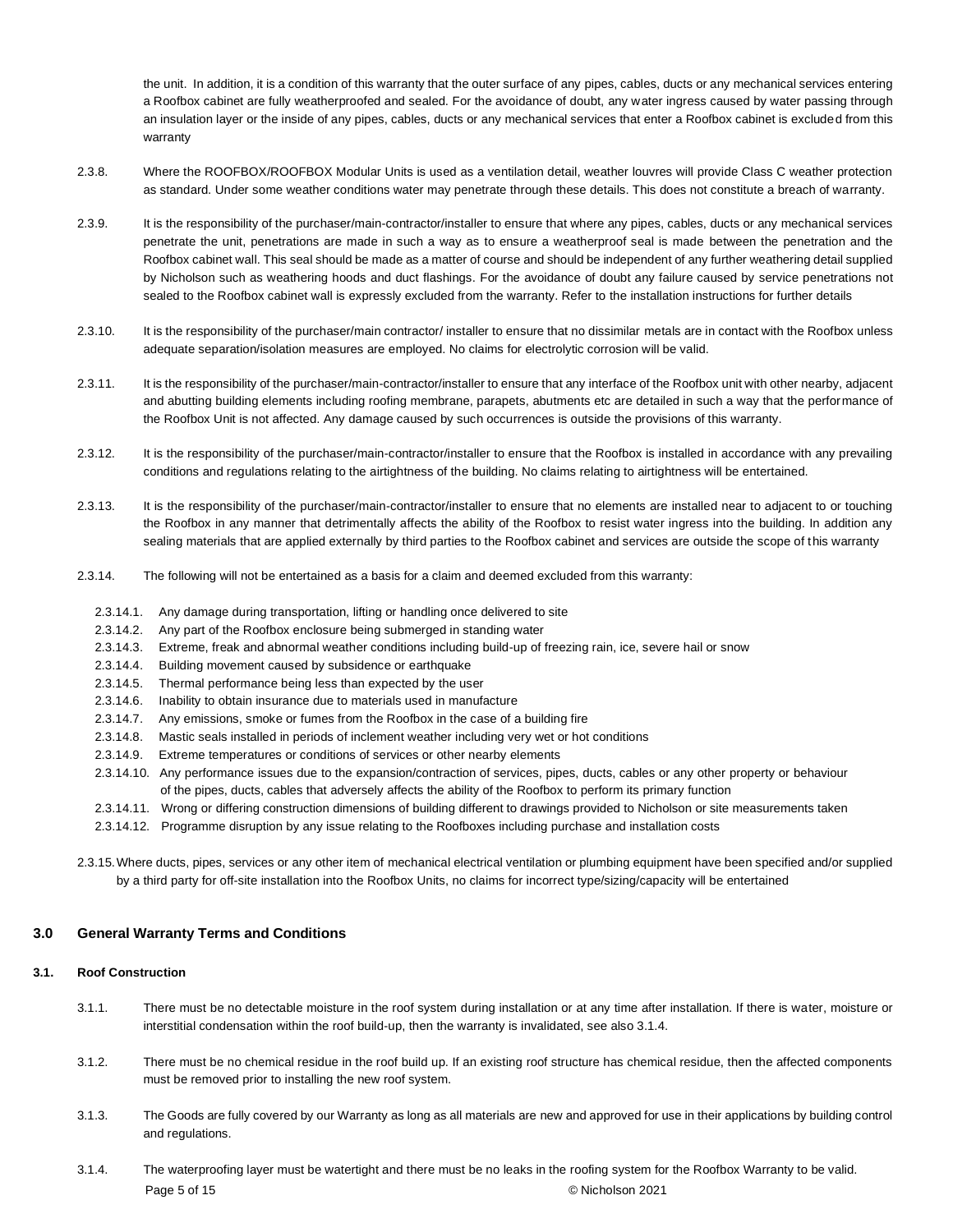the unit. In addition, it is a condition of this warranty that the outer surface of any pipes, cables, ducts or any mechanical services entering a Roofbox cabinet are fully weatherproofed and sealed. For the avoidance of doubt, any water ingress caused by water passing through an insulation layer or the inside of any pipes, cables, ducts or any mechanical services that enter a Roofbox cabinet is excluded from this warranty

2.3.8. Where the ROOFBOX/ROOFBOX Modular Units is used as a ventilation detail, weather louvres will provide Class C weather protection as standard. Under some weather conditions water may penetrate through these details. This does not constitute a breach of warranty.

2.3.9. It is the responsibility of the purchaser/main-contractor/installer to ensure that where any pipes, cables, ducts or any mechanical services penetrate the unit, penetrations are made in such a way as to ensure a weatherproof seal is made between the penetration and the Roofbox cabinet wall. This seal should be made as a matter of course and should be independent of any further weathering detail supplied by Nicholson such as weathering hoods and duct flashings. For the avoidance of doubt any failure caused by service penetrations not sealed to the Roofbox cabinet wall is expressly excluded from the warranty. Refer to the installation instructions for further details

2.3.10. It is the responsibility of the purchaser/main contractor/ installer to ensure that no dissimilar metals are in contact with the Roofbox unless adequate separation/isolation measures are employed. No claims for electrolytic corrosion will be valid.

2.3.11. It is the responsibility of the purchaser/main-contractor/installer to ensure that any interface of the Roofbox unit with other nearby, adjacent and abutting building elements including roofing membrane, parapets, abutments etc are detailed in such a way that the performance of the Roofbox Unit is not affected. Any damage caused by such occurrences is outside the provisions of this warranty.

2.3.12. It is the responsibility of the purchaser/main-contractor/installer to ensure that the Roofbox is installed in accordance with any prevailing conditions and regulations relating to the airtightness of the building. No claims relating to airtightness will be entertained.

2.3.13. It is the responsibility of the purchaser/main-contractor/installer to ensure that no elements are installed near to adjacent to or touching the Roofbox in any manner that detrimentally affects the ability of the Roofbox to resist water ingress into the building. In addition any sealing materials that are applied externally by third parties to the Roofbox cabinet and services are outside the scope of this warranty

2.3.14. The following will not be entertained as a basis for a claim and deemed excluded from this warranty:

- 2.3.14.1. Any damage during transportation, lifting or handling once delivered to site
- 2.3.14.2. Any part of the Roofbox enclosure being submerged in standing water
- 2.3.14.3. Extreme, freak and abnormal weather conditions including build-up of freezing rain, ice, severe hail or snow
- 2.3.14.4. Building movement caused by subsidence or earthquake
- 2.3.14.5. Thermal performance being less than expected by the user
- 2.3.14.6. Inability to obtain insurance due to materials used in manufacture
- 2.3.14.7. Any emissions, smoke or fumes from the Roofbox in the case of a building fire
- 2.3.14.8. Mastic seals installed in periods of inclement weather including very wet or hot conditions
- 2.3.14.9. Extreme temperatures or conditions of services or other nearby elements
- 2.3.14.10. Any performance issues due to the expansion/contraction of services, pipes, ducts, cables or any other property or behaviour of the pipes, ducts, cables that adversely affects the ability of the Roofbox to perform its primary function
- 2.3.14.11. Wrong or differing construction dimensions of building different to drawings provided to Nicholson or site measurements taken
- 2.3.14.12. Programme disruption by any issue relating to the Roofboxes including purchase and installation costs

2.3.15. Where ducts, pipes, services or any other item of mechanical electrical ventilation or plumbing equipment have been specified and/or supplied by a third party for off-site installation into the Roofbox Units, no claims for incorrect type/sizing/capacity will be entertained

## 3.0 General Warranty Terms and Conditions

### 3.1. Roof Construction

3.1.1. There must be no detectable moisture in the roof system during installation or at any time after installation. If there is water, moisture or interstitial condensation within the roof build-up, then the warranty is invalidated, see also 3.1.4.

3.1.2. There must be no chemical residue in the roof build up. If an existing roof structure has chemical residue, then the affected components must be removed prior to installing the new roof system.

3.1.3. The Goods are fully covered by our Warranty as long as all materials are new and approved for use in their applications by building control and regulations.

3.1.4. The waterproofing layer must be watertight and there must be no leaks in the roofing system for the Roofbox Warranty to be valid.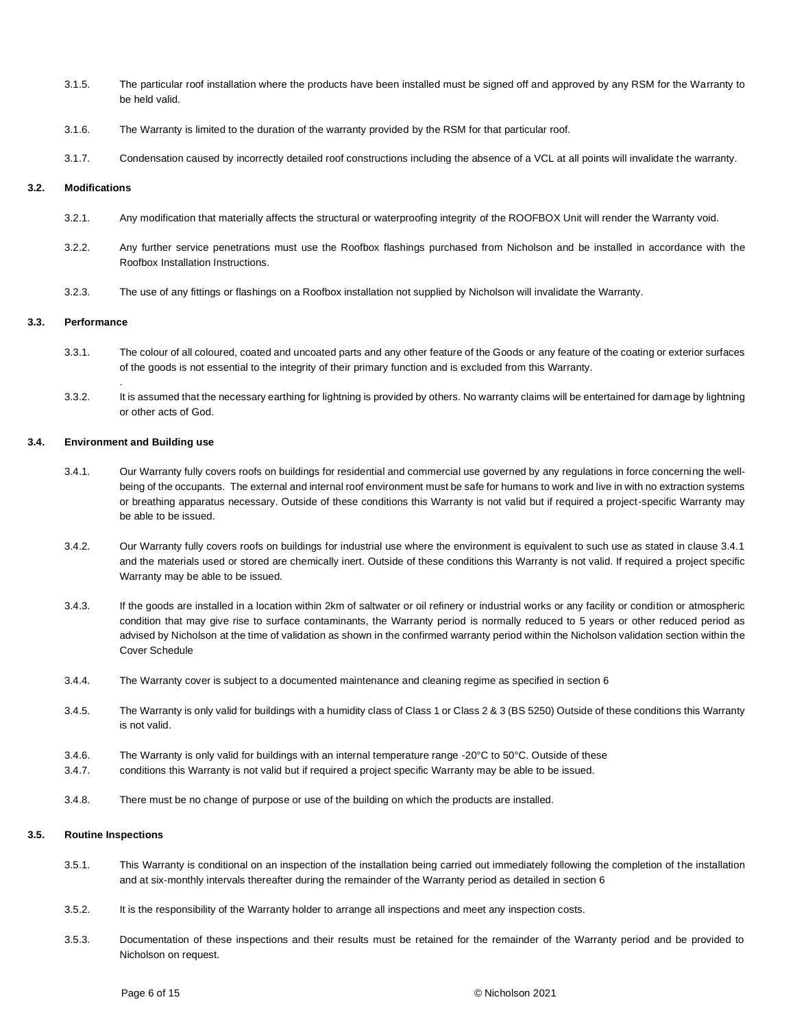3.1.5. The particular roof installation where the products have been installed must be signed off and approved by any RSM for the Warranty to be held valid.

3.1.6. The Warranty is limited to the duration of the warranty provided by the RSM for that particular roof.

3.1.7. Condensation caused by incorrectly detailed roof constructions including the absence of a VCL at all points will invalidate the warranty.

### 3.2. Modifications

3.2.1. Any modification that materially affects the structural or waterproofing integrity of the ROOFBOX Unit will render the Warranty void.

3.2.2. Any further service penetrations must use the Roofbox flashings purchased from Nicholson and be installed in accordance with the Roofbox Installation Instructions.

3.2.3. The use of any fittings or flashings on a Roofbox installation not supplied by Nicholson will invalidate the Warranty.

### 3.3. Performance

3.3.1. The colour of all coloured, coated and uncoated parts and any other feature of the Goods or any feature of the coating or exterior surfaces of the goods is not essential to the integrity of their primary function and is excluded from this Warranty.
.

3.3.2. It is assumed that the necessary earthing for lightning is provided by others. No warranty claims will be entertained for damage by lightning or other acts of God.

### 3.4. Environment and Building use

3.4.1. Our Warranty fully covers roofs on buildings for residential and commercial use governed by any regulations in force concerning the well-being of the occupants. The external and internal roof environment must be safe for humans to work and live in with no extraction systems or breathing apparatus necessary. Outside of these conditions this Warranty is not valid but if required a project-specific Warranty may be able to be issued.

3.4.2. Our Warranty fully covers roofs on buildings for industrial use where the environment is equivalent to such use as stated in clause 3.4.1 and the materials used or stored are chemically inert. Outside of these conditions this Warranty is not valid. If required a project specific Warranty may be able to be issued.

3.4.3. If the goods are installed in a location within 2km of saltwater or oil refinery or industrial works or any facility or condition or atmospheric condition that may give rise to surface contaminants, the Warranty period is normally reduced to 5 years or other reduced period as advised by Nicholson at the time of validation as shown in the confirmed warranty period within the Nicholson validation section within the Cover Schedule

3.4.4. The Warranty cover is subject to a documented maintenance and cleaning regime as specified in section 6

3.4.5. The Warranty is only valid for buildings with a humidity class of Class 1 or Class 2 & 3 (BS 5250) Outside of these conditions this Warranty is not valid.

3.4.6. The Warranty is only valid for buildings with an internal temperature range -20°C to 50°C. Outside of these

3.4.7. conditions this Warranty is not valid but if required a project specific Warranty may be able to be issued.

3.4.8. There must be no change of purpose or use of the building on which the products are installed.

### 3.5. Routine Inspections

3.5.1. This Warranty is conditional on an inspection of the installation being carried out immediately following the completion of the installation and at six-monthly intervals thereafter during the remainder of the Warranty period as detailed in section 6

3.5.2. It is the responsibility of the Warranty holder to arrange all inspections and meet any inspection costs.

3.5.3. Documentation of these inspections and their results must be retained for the remainder of the Warranty period and be provided to Nicholson on request.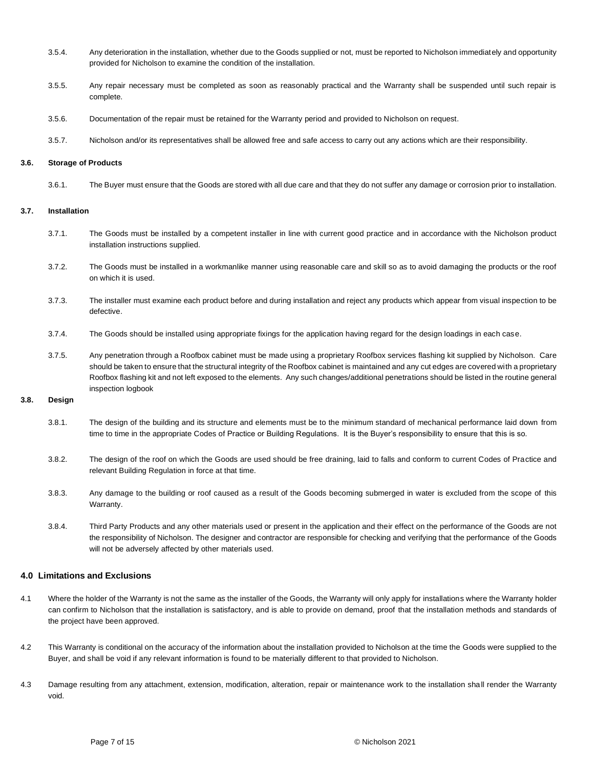3.5.4. Any deterioration in the installation, whether due to the Goods supplied or not, must be reported to Nicholson immediately and opportunity provided for Nicholson to examine the condition of the installation.

3.5.5. Any repair necessary must be completed as soon as reasonably practical and the Warranty shall be suspended until such repair is complete.

3.5.6. Documentation of the repair must be retained for the Warranty period and provided to Nicholson on request.

3.5.7. Nicholson and/or its representatives shall be allowed free and safe access to carry out any actions which are their responsibility.

**3.6. Storage of Products**

3.6.1. The Buyer must ensure that the Goods are stored with all due care and that they do not suffer any damage or corrosion prior to installation.

**3.7. Installation**

3.7.1. The Goods must be installed by a competent installer in line with current good practice and in accordance with the Nicholson product installation instructions supplied.

3.7.2. The Goods must be installed in a workmanlike manner using reasonable care and skill so as to avoid damaging the products or the roof on which it is used.

3.7.3. The installer must examine each product before and during installation and reject any products which appear from visual inspection to be defective.

3.7.4. The Goods should be installed using appropriate fixings for the application having regard for the design loadings in each case.

3.7.5. Any penetration through a Roofbox cabinet must be made using a proprietary Roofbox services flashing kit supplied by Nicholson. Care should be taken to ensure that the structural integrity of the Roofbox cabinet is maintained and any cut edges are covered with a proprietary Roofbox flashing kit and not left exposed to the elements. Any such changes/additional penetrations should be listed in the routine general inspection logbook

**3.8. Design**

3.8.1. The design of the building and its structure and elements must be to the minimum standard of mechanical performance laid down from time to time in the appropriate Codes of Practice or Building Regulations. It is the Buyer's responsibility to ensure that this is so.

3.8.2. The design of the roof on which the Goods are used should be free draining, laid to falls and conform to current Codes of Practice and relevant Building Regulation in force at that time.

3.8.3. Any damage to the building or roof caused as a result of the Goods becoming submerged in water is excluded from the scope of this Warranty.

3.8.4. Third Party Products and any other materials used or present in the application and their effect on the performance of the Goods are not the responsibility of Nicholson. The designer and contractor are responsible for checking and verifying that the performance of the Goods will not be adversely affected by other materials used.

## 4.0 Limitations and Exclusions

4.1 Where the holder of the Warranty is not the same as the installer of the Goods, the Warranty will only apply for installations where the Warranty holder can confirm to Nicholson that the installation is satisfactory, and is able to provide on demand, proof that the installation methods and standards of the project have been approved.

4.2 This Warranty is conditional on the accuracy of the information about the installation provided to Nicholson at the time the Goods were supplied to the Buyer, and shall be void if any relevant information is found to be materially different to that provided to Nicholson.

4.3 Damage resulting from any attachment, extension, modification, alteration, repair or maintenance work to the installation shall render the Warranty void.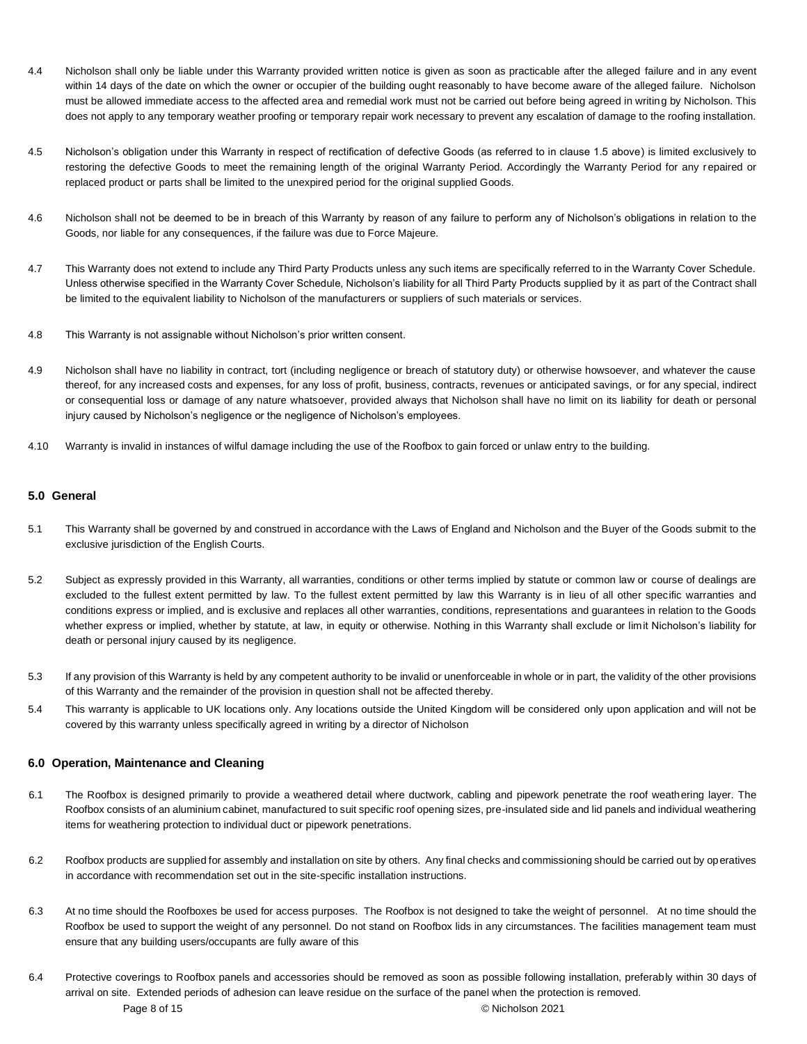4.4 Nicholson shall only be liable under this Warranty provided written notice is given as soon as practicable after the alleged failure and in any event within 14 days of the date on which the owner or occupier of the building ought reasonably to have become aware of the alleged failure. Nicholson must be allowed immediate access to the affected area and remedial work must not be carried out before being agreed in writing by Nicholson. This does not apply to any temporary weather proofing or temporary repair work necessary to prevent any escalation of damage to the roofing installation.

4.5 Nicholson's obligation under this Warranty in respect of rectification of defective Goods (as referred to in clause 1.5 above) is limited exclusively to restoring the defective Goods to meet the remaining length of the original Warranty Period. Accordingly the Warranty Period for any repaired or replaced product or parts shall be limited to the unexpired period for the original supplied Goods.

4.6 Nicholson shall not be deemed to be in breach of this Warranty by reason of any failure to perform any of Nicholson's obligations in relation to the Goods, nor liable for any consequences, if the failure was due to Force Majeure.

4.7 This Warranty does not extend to include any Third Party Products unless any such items are specifically referred to in the Warranty Cover Schedule. Unless otherwise specified in the Warranty Cover Schedule, Nicholson's liability for all Third Party Products supplied by it as part of the Contract shall be limited to the equivalent liability to Nicholson of the manufacturers or suppliers of such materials or services.

4.8 This Warranty is not assignable without Nicholson's prior written consent.

4.9 Nicholson shall have no liability in contract, tort (including negligence or breach of statutory duty) or otherwise howsoever, and whatever the cause thereof, for any increased costs and expenses, for any loss of profit, business, contracts, revenues or anticipated savings, or for any special, indirect or consequential loss or damage of any nature whatsoever, provided always that Nicholson shall have no limit on its liability for death or personal injury caused by Nicholson's negligence or the negligence of Nicholson's employees.

4.10 Warranty is invalid in instances of wilful damage including the use of the Roofbox to gain forced or unlaw entry to the building.

### 5.0 General

5.1 This Warranty shall be governed by and construed in accordance with the Laws of England and Nicholson and the Buyer of the Goods submit to the exclusive jurisdiction of the English Courts.

5.2 Subject as expressly provided in this Warranty, all warranties, conditions or other terms implied by statute or common law or course of dealings are excluded to the fullest extent permitted by law. To the fullest extent permitted by law this Warranty is in lieu of all other specific warranties and conditions express or implied, and is exclusive and replaces all other warranties, conditions, representations and guarantees in relation to the Goods whether express or implied, whether by statute, at law, in equity or otherwise. Nothing in this Warranty shall exclude or limit Nicholson's liability for death or personal injury caused by its negligence.

5.3 If any provision of this Warranty is held by any competent authority to be invalid or unenforceable in whole or in part, the validity of the other provisions of this Warranty and the remainder of the provision in question shall not be affected thereby.

5.4 This warranty is applicable to UK locations only. Any locations outside the United Kingdom will be considered only upon application and will not be covered by this warranty unless specifically agreed in writing by a director of Nicholson

### 6.0 Operation, Maintenance and Cleaning

6.1 The Roofbox is designed primarily to provide a weathered detail where ductwork, cabling and pipework penetrate the roof weathering layer. The Roofbox consists of an aluminium cabinet, manufactured to suit specific roof opening sizes, pre-insulated side and lid panels and individual weathering items for weathering protection to individual duct or pipework penetrations.

6.2 Roofbox products are supplied for assembly and installation on site by others. Any final checks and commissioning should be carried out by operatives in accordance with recommendation set out in the site-specific installation instructions.

6.3 At no time should the Roofboxes be used for access purposes. The Roofbox is not designed to take the weight of personnel. At no time should the Roofbox be used to support the weight of any personnel. Do not stand on Roofbox lids in any circumstances. The facilities management team must ensure that any building users/occupants are fully aware of this

6.4 Protective coverings to Roofbox panels and accessories should be removed as soon as possible following installation, preferably within 30 days of arrival on site. Extended periods of adhesion can leave residue on the surface of the panel when the protection is removed.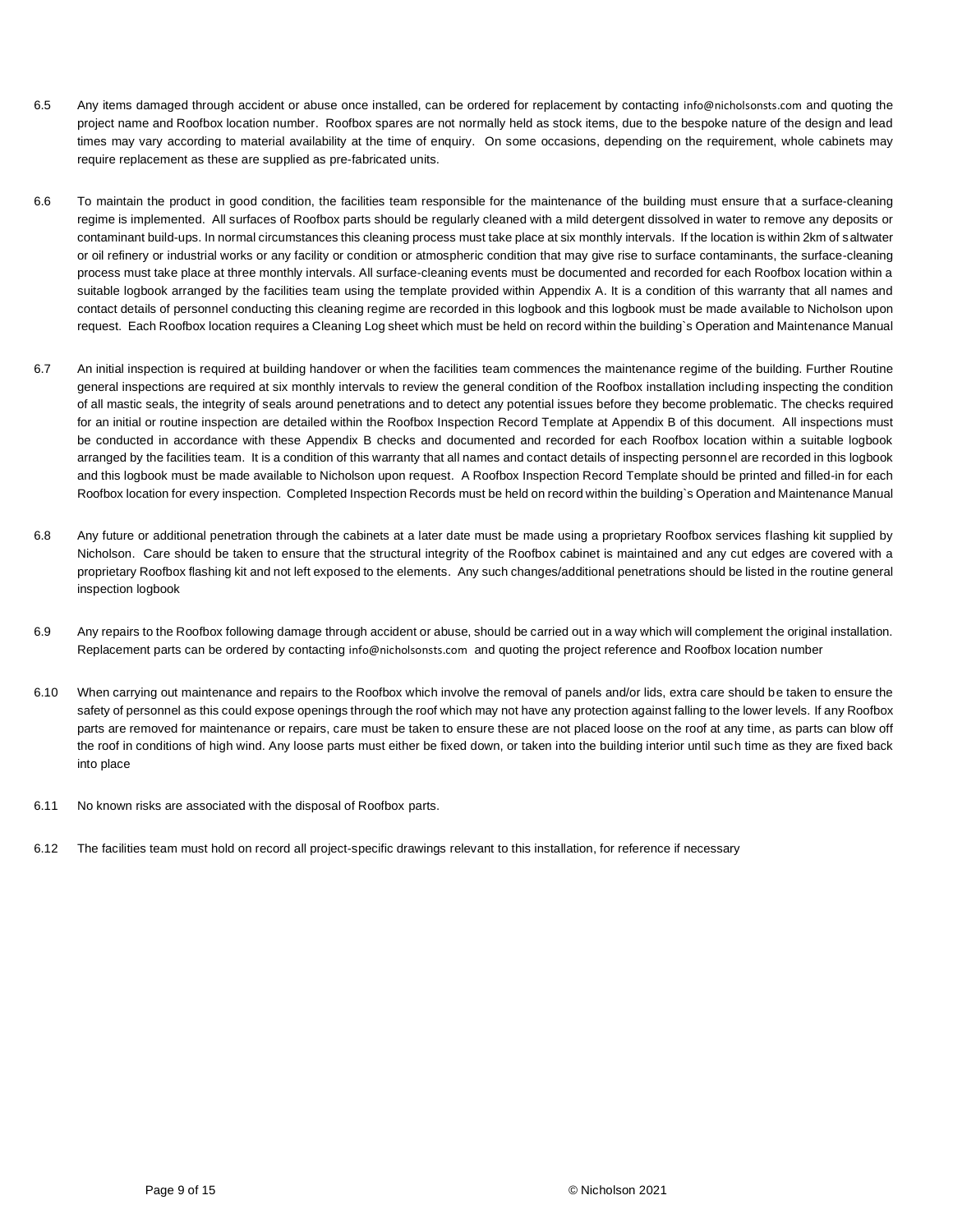6.5 Any items damaged through accident or abuse once installed, can be ordered for replacement by contacting info@nicholsonsts.com and quoting the project name and Roofbox location number. Roofbox spares are not normally held as stock items, due to the bespoke nature of the design and lead times may vary according to material availability at the time of enquiry. On some occasions, depending on the requirement, whole cabinets may require replacement as these are supplied as pre-fabricated units.

6.6 To maintain the product in good condition, the facilities team responsible for the maintenance of the building must ensure that a surface-cleaning regime is implemented. All surfaces of Roofbox parts should be regularly cleaned with a mild detergent dissolved in water to remove any deposits or contaminant build-ups. In normal circumstances this cleaning process must take place at six monthly intervals. If the location is within 2km of saltwater or oil refinery or industrial works or any facility or condition or atmospheric condition that may give rise to surface contaminants, the surface-cleaning process must take place at three monthly intervals. All surface-cleaning events must be documented and recorded for each Roofbox location within a suitable logbook arranged by the facilities team using the template provided within Appendix A. It is a condition of this warranty that all names and contact details of personnel conducting this cleaning regime are recorded in this logbook and this logbook must be made available to Nicholson upon request. Each Roofbox location requires a Cleaning Log sheet which must be held on record within the building`s Operation and Maintenance Manual

6.7 An initial inspection is required at building handover or when the facilities team commences the maintenance regime of the building. Further Routine general inspections are required at six monthly intervals to review the general condition of the Roofbox installation including inspecting the condition of all mastic seals, the integrity of seals around penetrations and to detect any potential issues before they become problematic. The checks required for an initial or routine inspection are detailed within the Roofbox Inspection Record Template at Appendix B of this document. All inspections must be conducted in accordance with these Appendix B checks and documented and recorded for each Roofbox location within a suitable logbook arranged by the facilities team. It is a condition of this warranty that all names and contact details of inspecting personnel are recorded in this logbook and this logbook must be made available to Nicholson upon request. A Roofbox Inspection Record Template should be printed and filled-in for each Roofbox location for every inspection. Completed Inspection Records must be held on record within the building`s Operation and Maintenance Manual

6.8 Any future or additional penetration through the cabinets at a later date must be made using a proprietary Roofbox services flashing kit supplied by Nicholson. Care should be taken to ensure that the structural integrity of the Roofbox cabinet is maintained and any cut edges are covered with a proprietary Roofbox flashing kit and not left exposed to the elements. Any such changes/additional penetrations should be listed in the routine general inspection logbook

6.9 Any repairs to the Roofbox following damage through accident or abuse, should be carried out in a way which will complement the original installation. Replacement parts can be ordered by contacting info@nicholsonsts.com and quoting the project reference and Roofbox location number

6.10 When carrying out maintenance and repairs to the Roofbox which involve the removal of panels and/or lids, extra care should be taken to ensure the safety of personnel as this could expose openings through the roof which may not have any protection against falling to the lower levels. If any Roofbox parts are removed for maintenance or repairs, care must be taken to ensure these are not placed loose on the roof at any time, as parts can blow off the roof in conditions of high wind. Any loose parts must either be fixed down, or taken into the building interior until such time as they are fixed back into place

6.11 No known risks are associated with the disposal of Roofbox parts.

6.12 The facilities team must hold on record all project-specific drawings relevant to this installation, for reference if necessary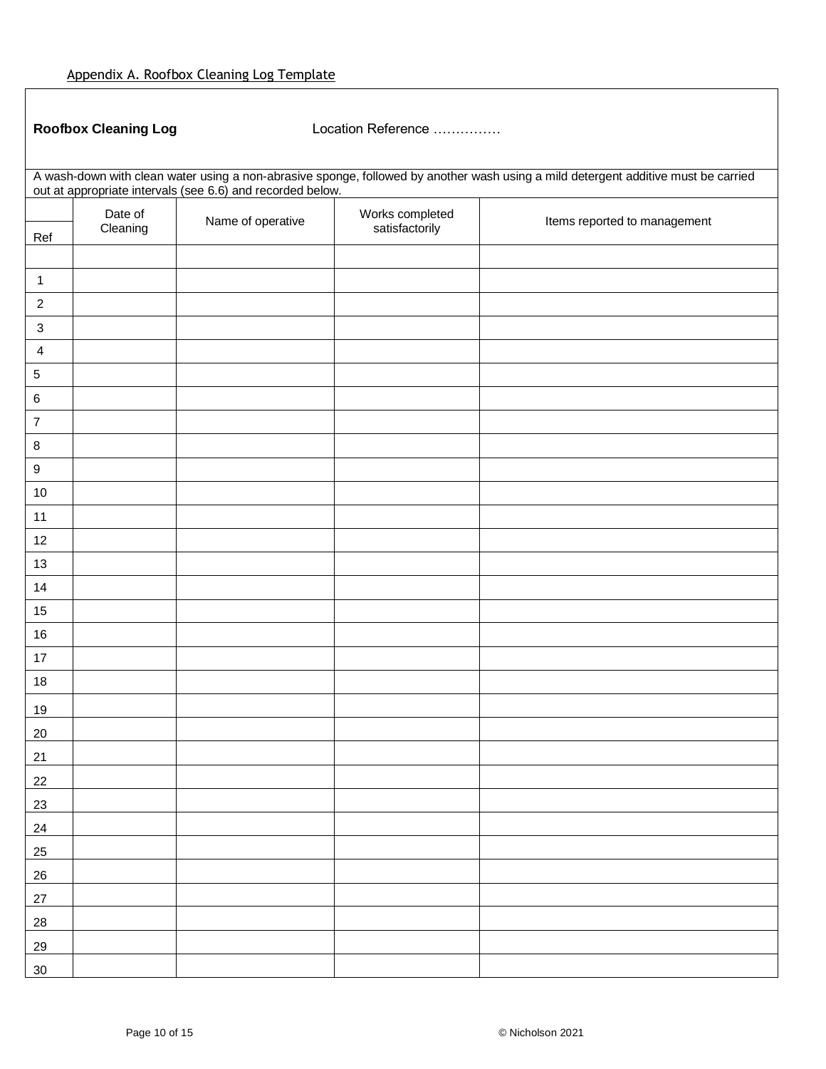Appendix A. Roofbox Cleaning Log Template

**Roofbox Cleaning Log** Location Reference ……………

A wash-down with clean water using a non-abrasive sponge, followed by another wash using a mild detergent additive must be carried out at appropriate intervals (see 6.6) and recorded below.

| Ref | Date of Cleaning | Name of operative | Works completed satisfactorily | Items reported to management |
|---|---|---|---|---|
| | | | | |
| 1 | | | | |
| 2 | | | | |
| 3 | | | | |
| 4 | | | | |
| 5 | | | | |
| 6 | | | | |
| 7 | | | | |
| 8 | | | | |
| 9 | | | | |
| 10 | | | | |
| 11 | | | | |
| 12 | | | | |
| 13 | | | | |
| 14 | | | | |
| 15 | | | | |
| 16 | | | | |
| 17 | | | | |
| 18 | | | | |
| 19 | | | | |
| 20 | | | | |
| 21 | | | | |
| 22 | | | | |
| 23 | | | | |
| 24 | | | | |
| 25 | | | | |
| 26 | | | | |
| 27 | | | | |
| 28 | | | | |
| 29 | | | | |
| 30 | | | | |

© Nicholson 2021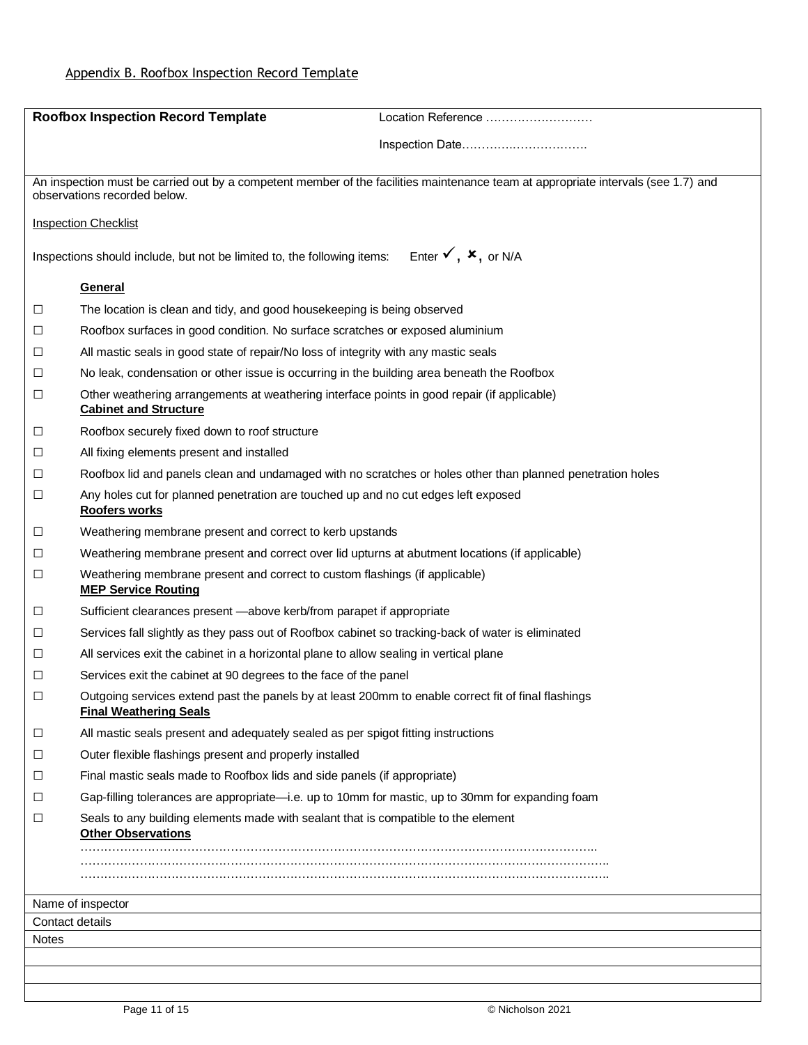Appendix B. Roofbox Inspection Record Template

**Roofbox Inspection Record Template**

Location Reference ………………………

Inspection Date………………………….

An inspection must be carried out by a competent member of the facilities maintenance team at appropriate intervals (see 1.7) and observations recorded below.

Inspection Checklist

Inspections should include, but not be limited to, the following items: Enter ✓, ✗, or N/A

**General**

- ☐ The location is clean and tidy, and good housekeeping is being observed
- ☐ Roofbox surfaces in good condition. No surface scratches or exposed aluminium
- ☐ All mastic seals in good state of repair/No loss of integrity with any mastic seals
- ☐ No leak, condensation or other issue is occurring in the building area beneath the Roofbox
- ☐ Other weathering arrangements at weathering interface points in good repair (if applicable)

**Cabinet and Structure**

- ☐ Roofbox securely fixed down to roof structure
- ☐ All fixing elements present and installed
- ☐ Roofbox lid and panels clean and undamaged with no scratches or holes other than planned penetration holes
- ☐ Any holes cut for planned penetration are touched up and no cut edges left exposed

**Roofers works**

- ☐ Weathering membrane present and correct to kerb upstands
- ☐ Weathering membrane present and correct over lid upturns at abutment locations (if applicable)
- ☐ Weathering membrane present and correct to custom flashings (if applicable)

**MEP Service Routing**

- ☐ Sufficient clearances present —above kerb/from parapet if appropriate
- ☐ Services fall slightly as they pass out of Roofbox cabinet so tracking-back of water is eliminated
- ☐ All services exit the cabinet in a horizontal plane to allow sealing in vertical plane
- ☐ Services exit the cabinet at 90 degrees to the face of the panel
- ☐ Outgoing services extend past the panels by at least 200mm to enable correct fit of final flashings

**Final Weathering Seals**

- ☐ All mastic seals present and adequately sealed as per spigot fitting instructions
- ☐ Outer flexible flashings present and properly installed
- ☐ Final mastic seals made to Roofbox lids and side panels (if appropriate)
- ☐ Gap-filling tolerances are appropriate—i.e. up to 10mm for mastic, up to 30mm for expanding foam
- ☐ Seals to any building elements made with sealant that is compatible to the element

**Other Observations**

…………………………………………………………………………………………………………………

…………………………………………………………………………………………………………………

…………………………………………………………………………………………………………………

| Name of inspector |
|---|
| Contact details |
| Notes |
| |
| |
| |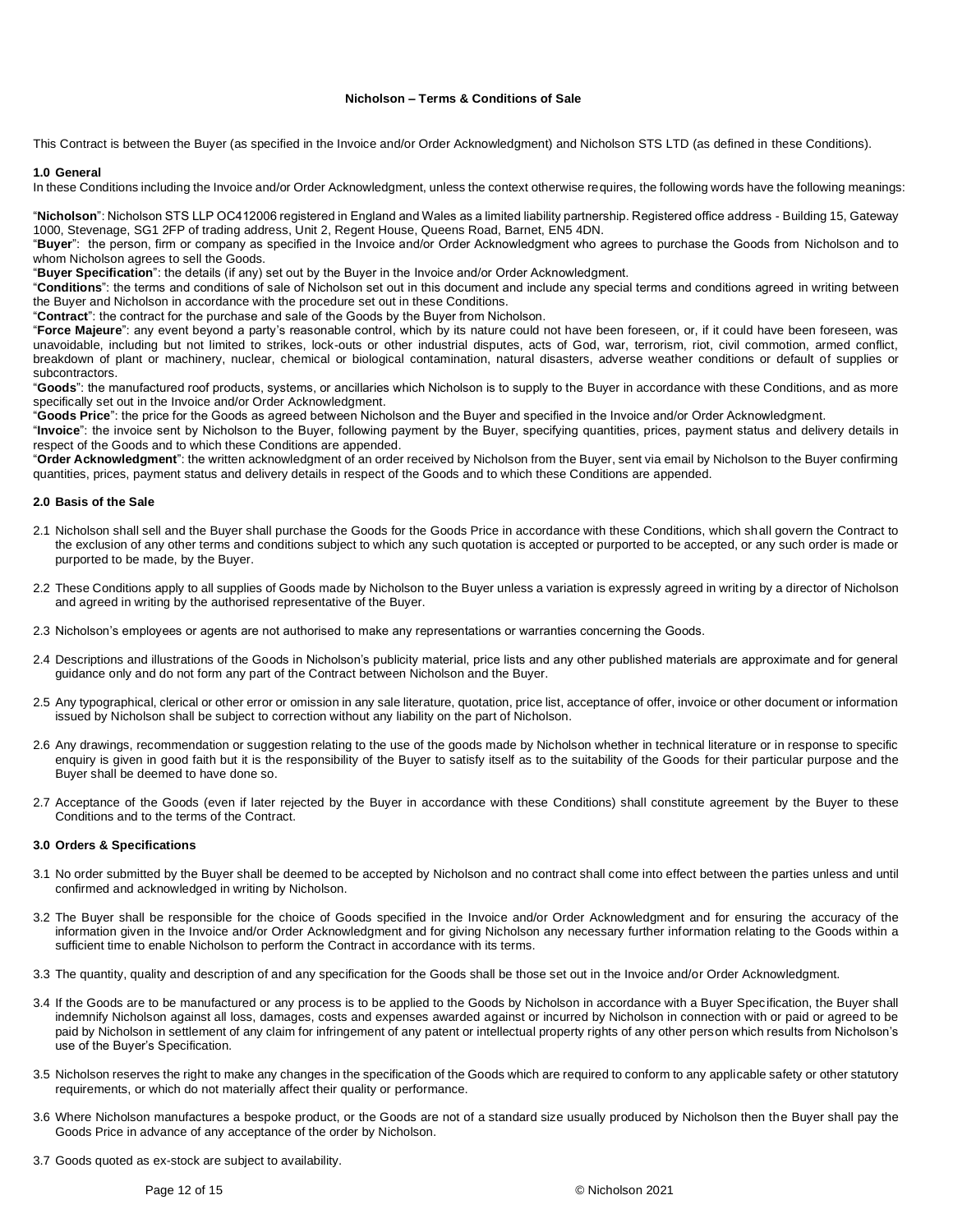## Nicholson – Terms & Conditions of Sale

This Contract is between the Buyer (as specified in the Invoice and/or Order Acknowledgment) and Nicholson STS LTD (as defined in these Conditions).

### 1.0 General

In these Conditions including the Invoice and/or Order Acknowledgment, unless the context otherwise requires, the following words have the following meanings:

"**Nicholson**": Nicholson STS LLP OC412006 registered in England and Wales as a limited liability partnership. Registered office address - Building 15, Gateway 1000, Stevenage, SG1 2FP of trading address, Unit 2, Regent House, Queens Road, Barnet, EN5 4DN.

"**Buyer**": the person, firm or company as specified in the Invoice and/or Order Acknowledgment who agrees to purchase the Goods from Nicholson and to whom Nicholson agrees to sell the Goods.

"**Buyer Specification**": the details (if any) set out by the Buyer in the Invoice and/or Order Acknowledgment.

"**Conditions**": the terms and conditions of sale of Nicholson set out in this document and include any special terms and conditions agreed in writing between the Buyer and Nicholson in accordance with the procedure set out in these Conditions.

"**Contract**": the contract for the purchase and sale of the Goods by the Buyer from Nicholson.

"**Force Majeure**": any event beyond a party's reasonable control, which by its nature could not have been foreseen, or, if it could have been foreseen, was unavoidable, including but not limited to strikes, lock-outs or other industrial disputes, acts of God, war, terrorism, riot, civil commotion, armed conflict, breakdown of plant or machinery, nuclear, chemical or biological contamination, natural disasters, adverse weather conditions or default of supplies or subcontractors.

"**Goods**": the manufactured roof products, systems, or ancillaries which Nicholson is to supply to the Buyer in accordance with these Conditions, and as more specifically set out in the Invoice and/or Order Acknowledgment.

"**Goods Price**": the price for the Goods as agreed between Nicholson and the Buyer and specified in the Invoice and/or Order Acknowledgment.

"**Invoice**": the invoice sent by Nicholson to the Buyer, following payment by the Buyer, specifying quantities, prices, payment status and delivery details in respect of the Goods and to which these Conditions are appended.

"**Order Acknowledgment**": the written acknowledgment of an order received by Nicholson from the Buyer, sent via email by Nicholson to the Buyer confirming quantities, prices, payment status and delivery details in respect of the Goods and to which these Conditions are appended.

### 2.0 Basis of the Sale

2.1 Nicholson shall sell and the Buyer shall purchase the Goods for the Goods Price in accordance with these Conditions, which shall govern the Contract to the exclusion of any other terms and conditions subject to which any such quotation is accepted or purported to be accepted, or any such order is made or purported to be made, by the Buyer.

2.2 These Conditions apply to all supplies of Goods made by Nicholson to the Buyer unless a variation is expressly agreed in writing by a director of Nicholson and agreed in writing by the authorised representative of the Buyer.

2.3 Nicholson's employees or agents are not authorised to make any representations or warranties concerning the Goods.

2.4 Descriptions and illustrations of the Goods in Nicholson's publicity material, price lists and any other published materials are approximate and for general guidance only and do not form any part of the Contract between Nicholson and the Buyer.

2.5 Any typographical, clerical or other error or omission in any sale literature, quotation, price list, acceptance of offer, invoice or other document or information issued by Nicholson shall be subject to correction without any liability on the part of Nicholson.

2.6 Any drawings, recommendation or suggestion relating to the use of the goods made by Nicholson whether in technical literature or in response to specific enquiry is given in good faith but it is the responsibility of the Buyer to satisfy itself as to the suitability of the Goods for their particular purpose and the Buyer shall be deemed to have done so.

2.7 Acceptance of the Goods (even if later rejected by the Buyer in accordance with these Conditions) shall constitute agreement by the Buyer to these Conditions and to the terms of the Contract.

### 3.0 Orders & Specifications

3.1 No order submitted by the Buyer shall be deemed to be accepted by Nicholson and no contract shall come into effect between the parties unless and until confirmed and acknowledged in writing by Nicholson.

3.2 The Buyer shall be responsible for the choice of Goods specified in the Invoice and/or Order Acknowledgment and for ensuring the accuracy of the information given in the Invoice and/or Order Acknowledgment and for giving Nicholson any necessary further information relating to the Goods within a sufficient time to enable Nicholson to perform the Contract in accordance with its terms.

3.3 The quantity, quality and description of and any specification for the Goods shall be those set out in the Invoice and/or Order Acknowledgment.

3.4 If the Goods are to be manufactured or any process is to be applied to the Goods by Nicholson in accordance with a Buyer Specification, the Buyer shall indemnify Nicholson against all loss, damages, costs and expenses awarded against or incurred by Nicholson in connection with or paid or agreed to be paid by Nicholson in settlement of any claim for infringement of any patent or intellectual property rights of any other person which results from Nicholson's use of the Buyer's Specification.

3.5 Nicholson reserves the right to make any changes in the specification of the Goods which are required to conform to any applicable safety or other statutory requirements, or which do not materially affect their quality or performance.

3.6 Where Nicholson manufactures a bespoke product, or the Goods are not of a standard size usually produced by Nicholson then the Buyer shall pay the Goods Price in advance of any acceptance of the order by Nicholson.

3.7 Goods quoted as ex-stock are subject to availability.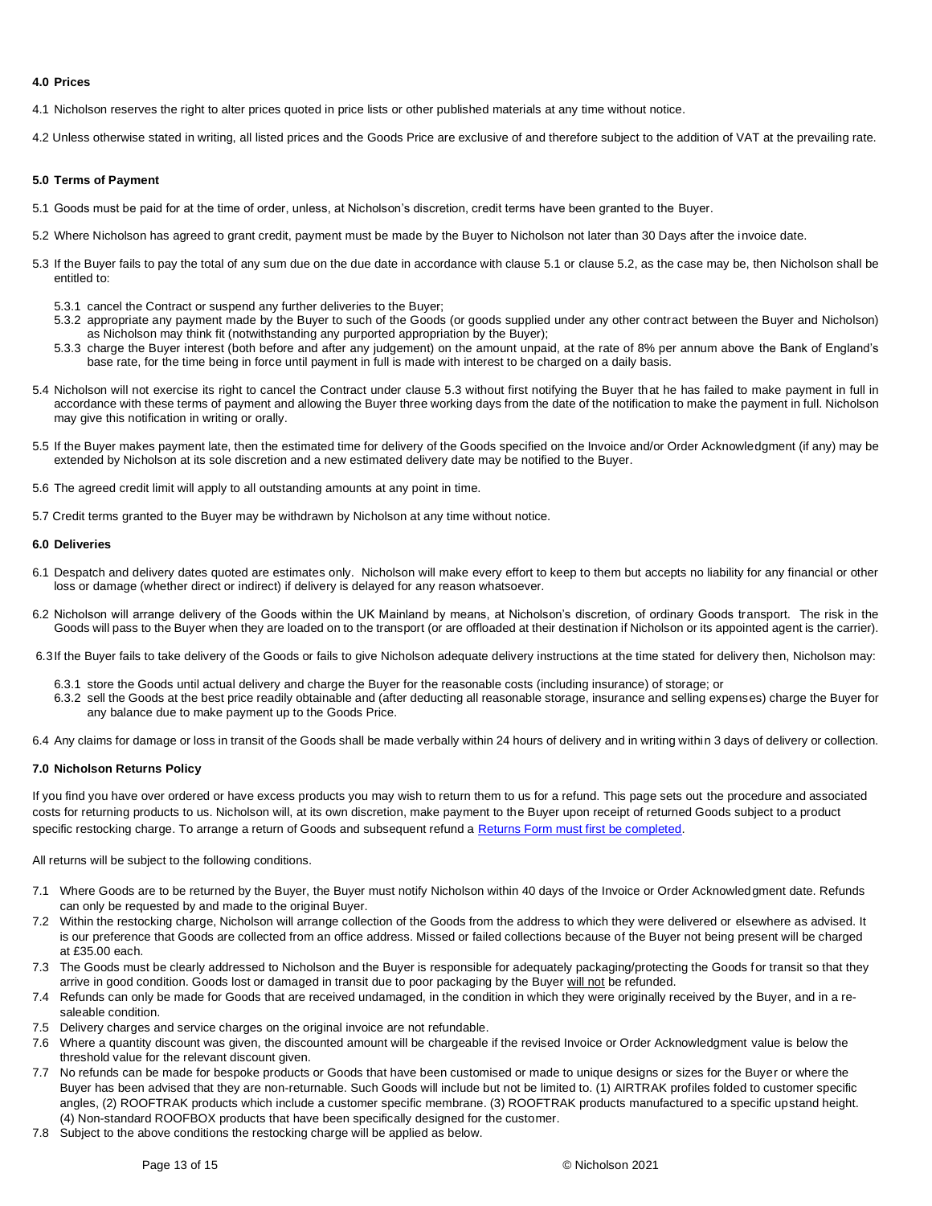### 4.0 Prices

4.1 Nicholson reserves the right to alter prices quoted in price lists or other published materials at any time without notice.

4.2 Unless otherwise stated in writing, all listed prices and the Goods Price are exclusive of and therefore subject to the addition of VAT at the prevailing rate.

### 5.0 Terms of Payment

5.1 Goods must be paid for at the time of order, unless, at Nicholson's discretion, credit terms have been granted to the Buyer.

5.2 Where Nicholson has agreed to grant credit, payment must be made by the Buyer to Nicholson not later than 30 Days after the invoice date.

5.3 If the Buyer fails to pay the total of any sum due on the due date in accordance with clause 5.1 or clause 5.2, as the case may be, then Nicholson shall be entitled to:

- 5.3.1 cancel the Contract or suspend any further deliveries to the Buyer;
- 5.3.2 appropriate any payment made by the Buyer to such of the Goods (or goods supplied under any other contract between the Buyer and Nicholson) as Nicholson may think fit (notwithstanding any purported appropriation by the Buyer);
- 5.3.3 charge the Buyer interest (both before and after any judgement) on the amount unpaid, at the rate of 8% per annum above the Bank of England's base rate, for the time being in force until payment in full is made with interest to be charged on a daily basis.

5.4 Nicholson will not exercise its right to cancel the Contract under clause 5.3 without first notifying the Buyer that he has failed to make payment in full in accordance with these terms of payment and allowing the Buyer three working days from the date of the notification to make the payment in full. Nicholson may give this notification in writing or orally.

5.5 If the Buyer makes payment late, then the estimated time for delivery of the Goods specified on the Invoice and/or Order Acknowledgment (if any) may be extended by Nicholson at its sole discretion and a new estimated delivery date may be notified to the Buyer.

5.6 The agreed credit limit will apply to all outstanding amounts at any point in time.

5.7 Credit terms granted to the Buyer may be withdrawn by Nicholson at any time without notice.

### 6.0 Deliveries

6.1 Despatch and delivery dates quoted are estimates only. Nicholson will make every effort to keep to them but accepts no liability for any financial or other loss or damage (whether direct or indirect) if delivery is delayed for any reason whatsoever.

6.2 Nicholson will arrange delivery of the Goods within the UK Mainland by means, at Nicholson's discretion, of ordinary Goods transport. The risk in the Goods will pass to the Buyer when they are loaded on to the transport (or are offloaded at their destination if Nicholson or its appointed agent is the carrier).

6.3 If the Buyer fails to take delivery of the Goods or fails to give Nicholson adequate delivery instructions at the time stated for delivery then, Nicholson may:

- 6.3.1 store the Goods until actual delivery and charge the Buyer for the reasonable costs (including insurance) of storage; or
- 6.3.2 sell the Goods at the best price readily obtainable and (after deducting all reasonable storage, insurance and selling expenses) charge the Buyer for any balance due to make payment up to the Goods Price.

6.4 Any claims for damage or loss in transit of the Goods shall be made verbally within 24 hours of delivery and in writing within 3 days of delivery or collection.

### 7.0 Nicholson Returns Policy

If you find you have over ordered or have excess products you may wish to return them to us for a refund. This page sets out the procedure and associated costs for returning products to us. Nicholson will, at its own discretion, make payment to the Buyer upon receipt of returned Goods subject to a product specific restocking charge. To arrange a return of Goods and subsequent refund a [Returns Form must first be completed](#).

All returns will be subject to the following conditions.

- 7.1 Where Goods are to be returned by the Buyer, the Buyer must notify Nicholson within 40 days of the Invoice or Order Acknowledgment date. Refunds can only be requested by and made to the original Buyer.
- 7.2 Within the restocking charge, Nicholson will arrange collection of the Goods from the address to which they were delivered or elsewhere as advised. It is our preference that Goods are collected from an office address. Missed or failed collections because of the Buyer not being present will be charged at £35.00 each.
- 7.3 The Goods must be clearly addressed to Nicholson and the Buyer is responsible for adequately packaging/protecting the Goods for transit so that they arrive in good condition. Goods lost or damaged in transit due to poor packaging by the Buyer <u>will not</u> be refunded.
- 7.4 Refunds can only be made for Goods that are received undamaged, in the condition in which they were originally received by the Buyer, and in a re-saleable condition.
- 7.5 Delivery charges and service charges on the original invoice are not refundable.
- 7.6 Where a quantity discount was given, the discounted amount will be chargeable if the revised Invoice or Order Acknowledgment value is below the threshold value for the relevant discount given.
- 7.7 No refunds can be made for bespoke products or Goods that have been customised or made to unique designs or sizes for the Buyer or where the Buyer has been advised that they are non-returnable. Such Goods will include but not be limited to. (1) AIRTRAK profiles folded to customer specific angles, (2) ROOFTRAK products which include a customer specific membrane. (3) ROOFTRAK products manufactured to a specific upstand height. (4) Non-standard ROOFBOX products that have been specifically designed for the customer.
- 7.8 Subject to the above conditions the restocking charge will be applied as below.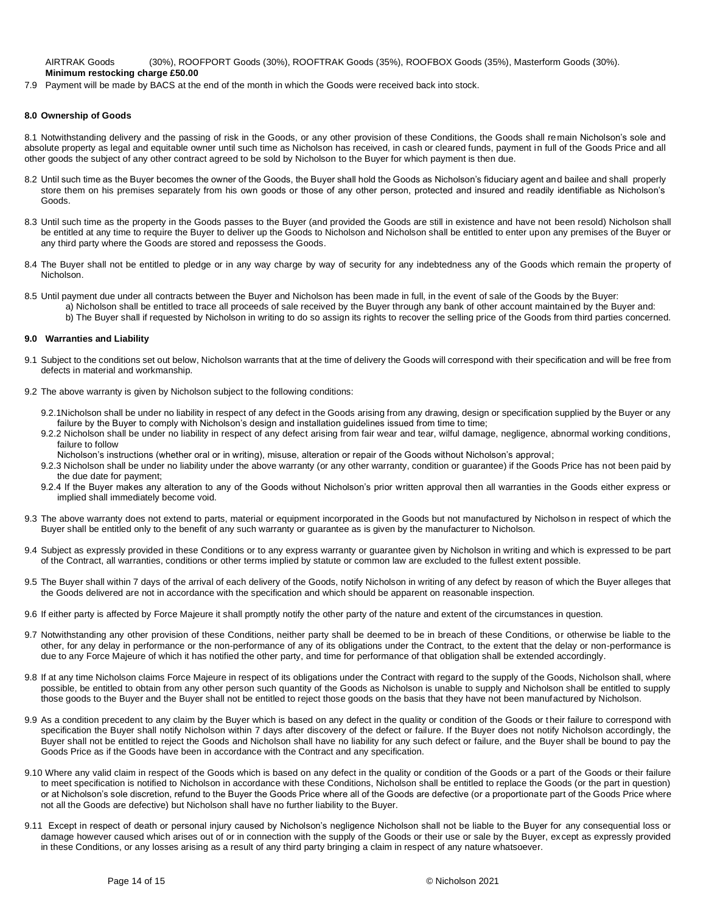AIRTRAK Goods (30%), ROOFPORT Goods (30%), ROOFTRAK Goods (35%), ROOFBOX Goods (35%), Masterform Goods (30%).
**Minimum restocking charge £50.00**

7.9 Payment will be made by BACS at the end of the month in which the Goods were received back into stock.

## 8.0 Ownership of Goods

8.1 Notwithstanding delivery and the passing of risk in the Goods, or any other provision of these Conditions, the Goods shall remain Nicholson's sole and absolute property as legal and equitable owner until such time as Nicholson has received, in cash or cleared funds, payment in full of the Goods Price and all other goods the subject of any other contract agreed to be sold by Nicholson to the Buyer for which payment is then due.

8.2 Until such time as the Buyer becomes the owner of the Goods, the Buyer shall hold the Goods as Nicholson's fiduciary agent and bailee and shall properly store them on his premises separately from his own goods or those of any other person, protected and insured and readily identifiable as Nicholson's Goods.

8.3 Until such time as the property in the Goods passes to the Buyer (and provided the Goods are still in existence and have not been resold) Nicholson shall be entitled at any time to require the Buyer to deliver up the Goods to Nicholson and Nicholson shall be entitled to enter upon any premises of the Buyer or any third party where the Goods are stored and repossess the Goods.

8.4 The Buyer shall not be entitled to pledge or in any way charge by way of security for any indebtedness any of the Goods which remain the property of Nicholson.

8.5 Until payment due under all contracts between the Buyer and Nicholson has been made in full, in the event of sale of the Goods by the Buyer:

a) Nicholson shall be entitled to trace all proceeds of sale received by the Buyer through any bank of other account maintained by the Buyer and:

b) The Buyer shall if requested by Nicholson in writing to do so assign its rights to recover the selling price of the Goods from third parties concerned.

## 9.0 Warranties and Liability

9.1 Subject to the conditions set out below, Nicholson warrants that at the time of delivery the Goods will correspond with their specification and will be free from defects in material and workmanship.

9.2 The above warranty is given by Nicholson subject to the following conditions:

9.2.1Nicholson shall be under no liability in respect of any defect in the Goods arising from any drawing, design or specification supplied by the Buyer or any failure by the Buyer to comply with Nicholson's design and installation guidelines issued from time to time;

9.2.2 Nicholson shall be under no liability in respect of any defect arising from fair wear and tear, wilful damage, negligence, abnormal working conditions, failure to follow
Nicholson's instructions (whether oral or in writing), misuse, alteration or repair of the Goods without Nicholson's approval;

9.2.3 Nicholson shall be under no liability under the above warranty (or any other warranty, condition or guarantee) if the Goods Price has not been paid by the due date for payment;

9.2.4 If the Buyer makes any alteration to any of the Goods without Nicholson's prior written approval then all warranties in the Goods either express or implied shall immediately become void.

9.3 The above warranty does not extend to parts, material or equipment incorporated in the Goods but not manufactured by Nicholson in respect of which the Buyer shall be entitled only to the benefit of any such warranty or guarantee as is given by the manufacturer to Nicholson.

9.4 Subject as expressly provided in these Conditions or to any express warranty or guarantee given by Nicholson in writing and which is expressed to be part of the Contract, all warranties, conditions or other terms implied by statute or common law are excluded to the fullest extent possible.

9.5 The Buyer shall within 7 days of the arrival of each delivery of the Goods, notify Nicholson in writing of any defect by reason of which the Buyer alleges that the Goods delivered are not in accordance with the specification and which should be apparent on reasonable inspection.

9.6 If either party is affected by Force Majeure it shall promptly notify the other party of the nature and extent of the circumstances in question.

9.7 Notwithstanding any other provision of these Conditions, neither party shall be deemed to be in breach of these Conditions, or otherwise be liable to the other, for any delay in performance or the non-performance of any of its obligations under the Contract, to the extent that the delay or non-performance is due to any Force Majeure of which it has notified the other party, and time for performance of that obligation shall be extended accordingly.

9.8 If at any time Nicholson claims Force Majeure in respect of its obligations under the Contract with regard to the supply of the Goods, Nicholson shall, where possible, be entitled to obtain from any other person such quantity of the Goods as Nicholson is unable to supply and Nicholson shall be entitled to supply those goods to the Buyer and the Buyer shall not be entitled to reject those goods on the basis that they have not been manufactured by Nicholson.

9.9 As a condition precedent to any claim by the Buyer which is based on any defect in the quality or condition of the Goods or their failure to correspond with specification the Buyer shall notify Nicholson within 7 days after discovery of the defect or failure. If the Buyer does not notify Nicholson accordingly, the Buyer shall not be entitled to reject the Goods and Nicholson shall have no liability for any such defect or failure, and the Buyer shall be bound to pay the Goods Price as if the Goods have been in accordance with the Contract and any specification.

9.10 Where any valid claim in respect of the Goods which is based on any defect in the quality or condition of the Goods or a part of the Goods or their failure to meet specification is notified to Nicholson in accordance with these Conditions, Nicholson shall be entitled to replace the Goods (or the part in question) or at Nicholson's sole discretion, refund to the Buyer the Goods Price where all of the Goods are defective (or a proportionate part of the Goods Price where not all the Goods are defective) but Nicholson shall have no further liability to the Buyer.

9.11 Except in respect of death or personal injury caused by Nicholson's negligence Nicholson shall not be liable to the Buyer for any consequential loss or damage however caused which arises out of or in connection with the supply of the Goods or their use or sale by the Buyer, except as expressly provided in these Conditions, or any losses arising as a result of any third party bringing a claim in respect of any nature whatsoever.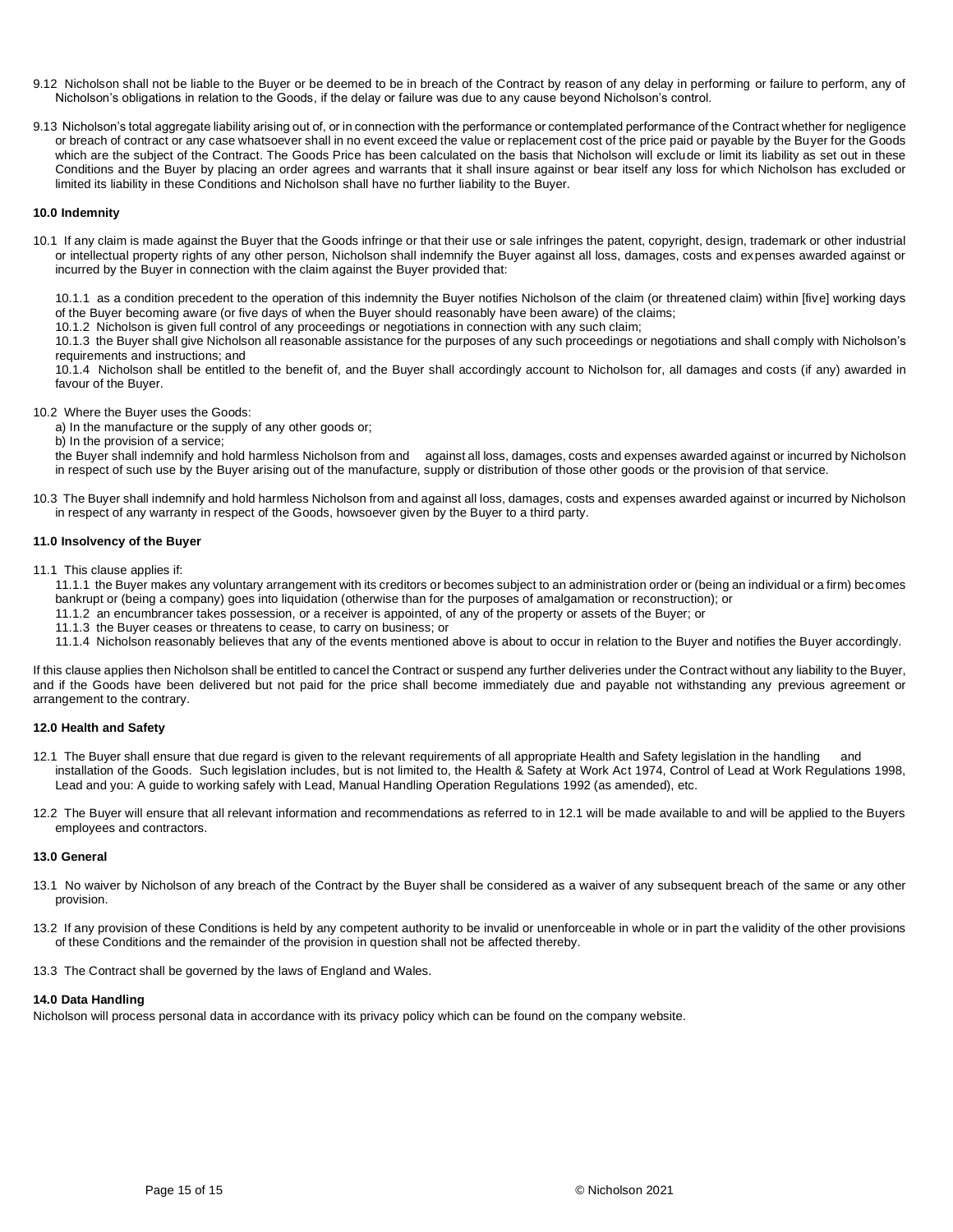9.12 Nicholson shall not be liable to the Buyer or be deemed to be in breach of the Contract by reason of any delay in performing or failure to perform, any of Nicholson's obligations in relation to the Goods, if the delay or failure was due to any cause beyond Nicholson's control.

9.13 Nicholson's total aggregate liability arising out of, or in connection with the performance or contemplated performance of the Contract whether for negligence or breach of contract or any case whatsoever shall in no event exceed the value or replacement cost of the price paid or payable by the Buyer for the Goods which are the subject of the Contract. The Goods Price has been calculated on the basis that Nicholson will exclude or limit its liability as set out in these Conditions and the Buyer by placing an order agrees and warrants that it shall insure against or bear itself any loss for which Nicholson has excluded or limited its liability in these Conditions and Nicholson shall have no further liability to the Buyer.

**10.0 Indemnity**

10.1 If any claim is made against the Buyer that the Goods infringe or that their use or sale infringes the patent, copyright, design, trademark or other industrial or intellectual property rights of any other person, Nicholson shall indemnify the Buyer against all loss, damages, costs and expenses awarded against or incurred by the Buyer in connection with the claim against the Buyer provided that:

10.1.1 as a condition precedent to the operation of this indemnity the Buyer notifies Nicholson of the claim (or threatened claim) within [five] working days of the Buyer becoming aware (or five days of when the Buyer should reasonably have been aware) of the claims;

10.1.2 Nicholson is given full control of any proceedings or negotiations in connection with any such claim;

10.1.3 the Buyer shall give Nicholson all reasonable assistance for the purposes of any such proceedings or negotiations and shall comply with Nicholson's requirements and instructions; and

10.1.4 Nicholson shall be entitled to the benefit of, and the Buyer shall accordingly account to Nicholson for, all damages and costs (if any) awarded in favour of the Buyer.

10.2 Where the Buyer uses the Goods:

a) In the manufacture or the supply of any other goods or;

b) In the provision of a service;

the Buyer shall indemnify and hold harmless Nicholson from and against all loss, damages, costs and expenses awarded against or incurred by Nicholson in respect of such use by the Buyer arising out of the manufacture, supply or distribution of those other goods or the provision of that service.

10.3 The Buyer shall indemnify and hold harmless Nicholson from and against all loss, damages, costs and expenses awarded against or incurred by Nicholson in respect of any warranty in respect of the Goods, howsoever given by the Buyer to a third party.

**11.0 Insolvency of the Buyer**

11.1 This clause applies if:

11.1.1 the Buyer makes any voluntary arrangement with its creditors or becomes subject to an administration order or (being an individual or a firm) becomes bankrupt or (being a company) goes into liquidation (otherwise than for the purposes of amalgamation or reconstruction); or

11.1.2 an encumbrancer takes possession, or a receiver is appointed, of any of the property or assets of the Buyer; or

11.1.3 the Buyer ceases or threatens to cease, to carry on business; or

11.1.4 Nicholson reasonably believes that any of the events mentioned above is about to occur in relation to the Buyer and notifies the Buyer accordingly.

If this clause applies then Nicholson shall be entitled to cancel the Contract or suspend any further deliveries under the Contract without any liability to the Buyer, and if the Goods have been delivered but not paid for the price shall become immediately due and payable not withstanding any previous agreement or arrangement to the contrary.

**12.0 Health and Safety**

12.1 The Buyer shall ensure that due regard is given to the relevant requirements of all appropriate Health and Safety legislation in the handling and installation of the Goods. Such legislation includes, but is not limited to, the Health & Safety at Work Act 1974, Control of Lead at Work Regulations 1998, Lead and you: A guide to working safely with Lead, Manual Handling Operation Regulations 1992 (as amended), etc.

12.2 The Buyer will ensure that all relevant information and recommendations as referred to in 12.1 will be made available to and will be applied to the Buyers employees and contractors.

**13.0 General**

13.1 No waiver by Nicholson of any breach of the Contract by the Buyer shall be considered as a waiver of any subsequent breach of the same or any other provision.

13.2 If any provision of these Conditions is held by any competent authority to be invalid or unenforceable in whole or in part the validity of the other provisions of these Conditions and the remainder of the provision in question shall not be affected thereby.

13.3 The Contract shall be governed by the laws of England and Wales.

**14.0 Data Handling**

Nicholson will process personal data in accordance with its privacy policy which can be found on the company website.